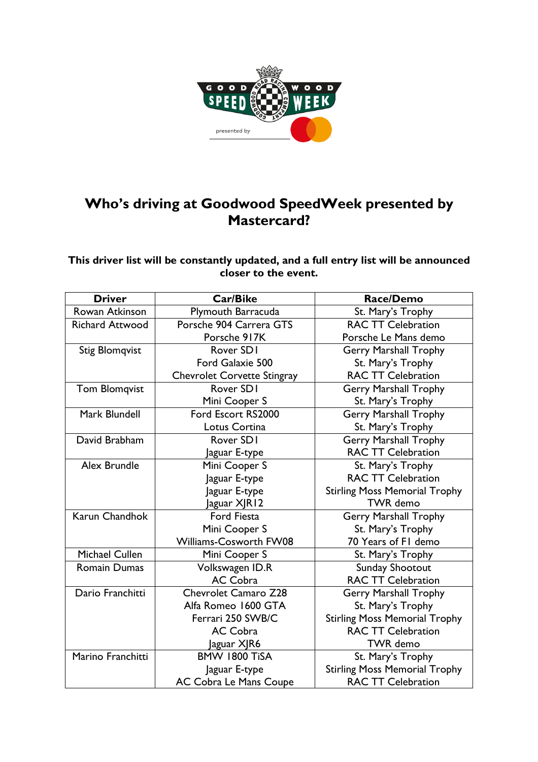# Who's driving at Goodwood SpeedWeek presented by Mastercard?

**This driver list will be constantly updated, and a full entry list will be announced closer to the event.**

| Driver | Car/Bike | Race/Demo |
|---|---|---|
| Rowan Atkinson | Plymouth Barracuda | St. Mary's Trophy |
| Richard Attwood | Porsche 904 Carrera GTS<br>Porsche 917K | RAC TT Celebration<br>Porsche Le Mans demo |
| Stig Blomqvist | Rover SD1<br>Ford Galaxie 500<br>Chevrolet Corvette Stingray | Gerry Marshall Trophy<br>St. Mary's Trophy<br>RAC TT Celebration |
| Tom Blomqvist | Rover SD1<br>Mini Cooper S | Gerry Marshall Trophy<br>St. Mary's Trophy |
| Mark Blundell | Ford Escort RS2000<br>Lotus Cortina | Gerry Marshall Trophy<br>St. Mary's Trophy |
| David Brabham | Rover SD1<br>Jaguar E-type | Gerry Marshall Trophy<br>RAC TT Celebration |
| Alex Brundle | Mini Cooper S<br>Jaguar E-type<br>Jaguar E-type<br>Jaguar XJR12 | St. Mary's Trophy<br>RAC TT Celebration<br>Stirling Moss Memorial Trophy<br>TWR demo |
| Karun Chandhok | Ford Fiesta<br>Mini Cooper S<br>Williams-Cosworth FW08 | Gerry Marshall Trophy<br>St. Mary's Trophy<br>70 Years of F1 demo |
| Michael Cullen | Mini Cooper S | St. Mary's Trophy |
| Romain Dumas | Volkswagen ID.R<br>AC Cobra | Sunday Shootout<br>RAC TT Celebration |
| Dario Franchitti | Chevrolet Camaro Z28<br>Alfa Romeo 1600 GTA<br>Ferrari 250 SWB/C<br>AC Cobra<br>Jaguar XJR6 | Gerry Marshall Trophy<br>St. Mary's Trophy<br>Stirling Moss Memorial Trophy<br>RAC TT Celebration<br>TWR demo |
| Marino Franchitti | BMW 1800 TiSA<br>Jaguar E-type<br>AC Cobra Le Mans Coupe | St. Mary's Trophy<br>Stirling Moss Memorial Trophy<br>RAC TT Celebration |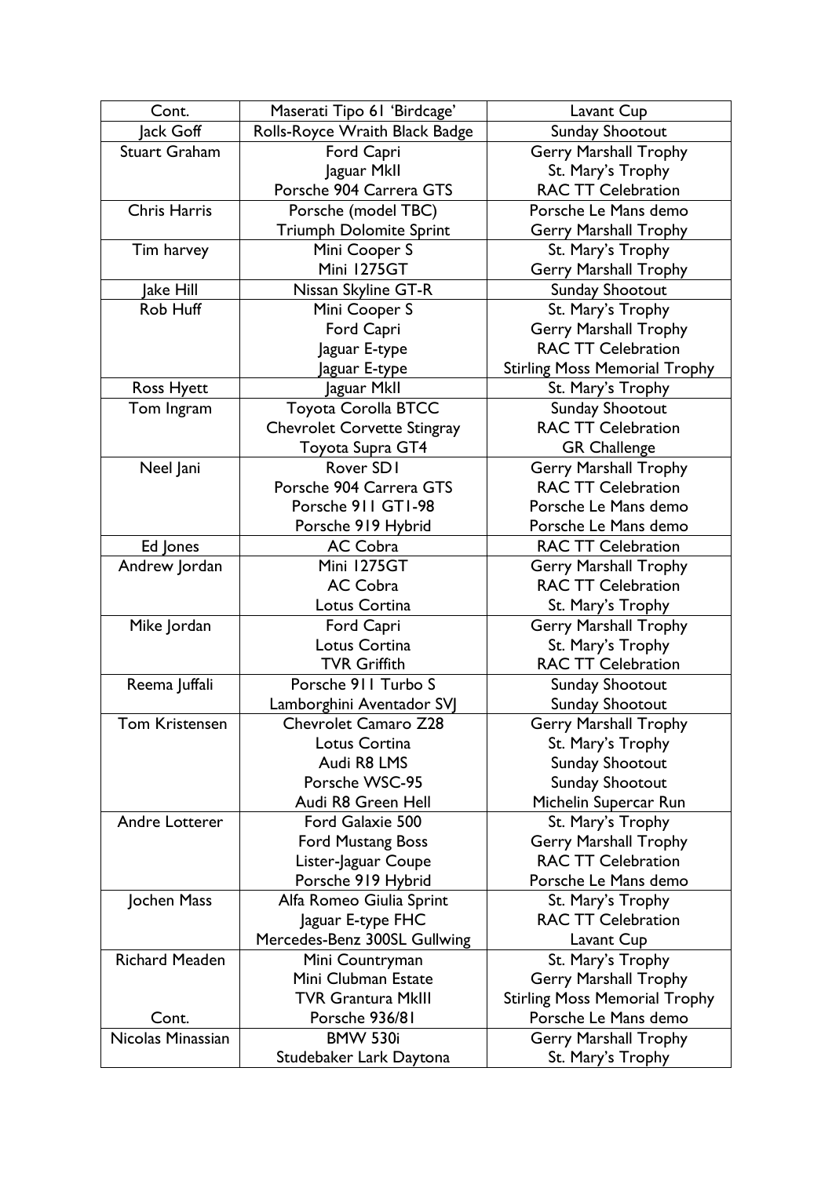| Cont. | Maserati Tipo 61 'Birdcage' | Lavant Cup |
|---|---|---|
| Jack Goff | Rolls-Royce Wraith Black Badge | Sunday Shootout |
| Stuart Graham | Ford Capri | Gerry Marshall Trophy |
| | Jaguar MkII | St. Mary's Trophy |
| | Porsche 904 Carrera GTS | RAC TT Celebration |
| Chris Harris | Porsche (model TBC) | Porsche Le Mans demo |
| | Triumph Dolomite Sprint | Gerry Marshall Trophy |
| Tim harvey | Mini Cooper S | St. Mary's Trophy |
| | Mini 1275GT | Gerry Marshall Trophy |
| Jake Hill | Nissan Skyline GT-R | Sunday Shootout |
| Rob Huff | Mini Cooper S | St. Mary's Trophy |
| | Ford Capri | Gerry Marshall Trophy |
| | Jaguar E-type | RAC TT Celebration |
| | Jaguar E-type | Stirling Moss Memorial Trophy |
| Ross Hyett | Jaguar MkII | St. Mary's Trophy |
| Tom Ingram | Toyota Corolla BTCC | Sunday Shootout |
| | Chevrolet Corvette Stingray | RAC TT Celebration |
| | Toyota Supra GT4 | GR Challenge |
| Neel Jani | Rover SD1 | Gerry Marshall Trophy |
| | Porsche 904 Carrera GTS | RAC TT Celebration |
| | Porsche 911 GT1-98 | Porsche Le Mans demo |
| | Porsche 919 Hybrid | Porsche Le Mans demo |
| Ed Jones | AC Cobra | RAC TT Celebration |
| Andrew Jordan | Mini 1275GT | Gerry Marshall Trophy |
| | AC Cobra | RAC TT Celebration |
| | Lotus Cortina | St. Mary's Trophy |
| Mike Jordan | Ford Capri | Gerry Marshall Trophy |
| | Lotus Cortina | St. Mary's Trophy |
| | TVR Griffith | RAC TT Celebration |
| Reema Juffali | Porsche 911 Turbo S | Sunday Shootout |
| | Lamborghini Aventador SVJ | Sunday Shootout |
| Tom Kristensen | Chevrolet Camaro Z28 | Gerry Marshall Trophy |
| | Lotus Cortina | St. Mary's Trophy |
| | Audi R8 LMS | Sunday Shootout |
| | Porsche WSC-95 | Sunday Shootout |
| | Audi R8 Green Hell | Michelin Supercar Run |
| Andre Lotterer | Ford Galaxie 500 | St. Mary's Trophy |
| | Ford Mustang Boss | Gerry Marshall Trophy |
| | Lister-Jaguar Coupe | RAC TT Celebration |
| | Porsche 919 Hybrid | Porsche Le Mans demo |
| Jochen Mass | Alfa Romeo Giulia Sprint | St. Mary's Trophy |
| | Jaguar E-type FHC | RAC TT Celebration |
| | Mercedes-Benz 300SL Gullwing | Lavant Cup |
| Richard Meaden | Mini Countryman | St. Mary's Trophy |
| | Mini Clubman Estate | Gerry Marshall Trophy |
| | TVR Grantura MkIII | Stirling Moss Memorial Trophy |
| Cont. | Porsche 936/81 | Porsche Le Mans demo |
| Nicolas Minassian | BMW 530i | Gerry Marshall Trophy |
| | Studebaker Lark Daytona | St. Mary's Trophy |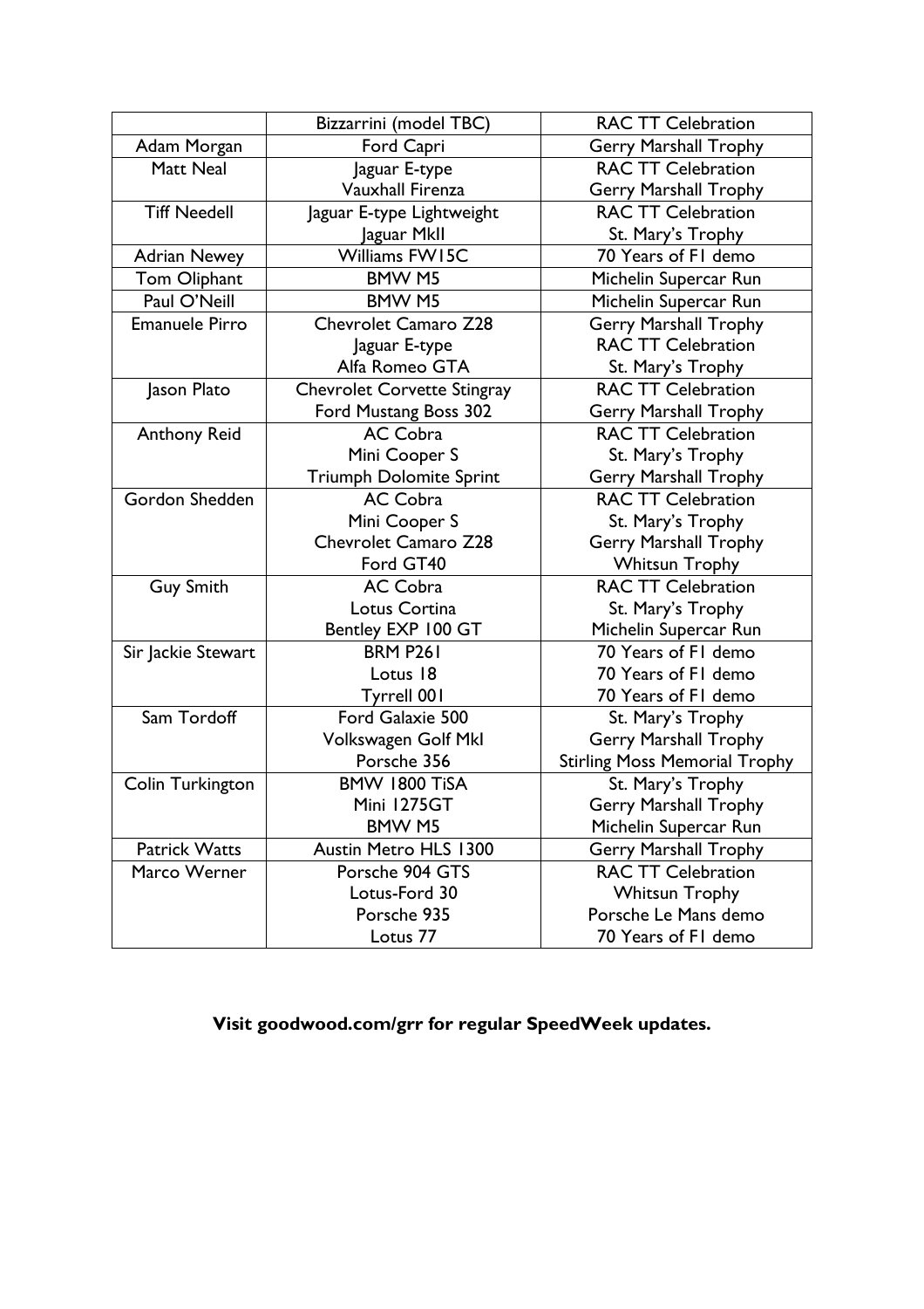| | | |
|---|---|---|
| | Bizzarrini (model TBC) | RAC TT Celebration |
| Adam Morgan | Ford Capri | Gerry Marshall Trophy |
| Matt Neal | Jaguar E-type<br>Vauxhall Firenza | RAC TT Celebration<br>Gerry Marshall Trophy |
| Tiff Needell | Jaguar E-type Lightweight<br>Jaguar MkII | RAC TT Celebration<br>St. Mary's Trophy |
| Adrian Newey | Williams FW15C | 70 Years of F1 demo |
| Tom Oliphant | BMW M5 | Michelin Supercar Run |
| Paul O'Neill | BMW M5 | Michelin Supercar Run |
| Emanuele Pirro | Chevrolet Camaro Z28<br>Jaguar E-type<br>Alfa Romeo GTA | Gerry Marshall Trophy<br>RAC TT Celebration<br>St. Mary's Trophy |
| Jason Plato | Chevrolet Corvette Stingray<br>Ford Mustang Boss 302 | RAC TT Celebration<br>Gerry Marshall Trophy |
| Anthony Reid | AC Cobra<br>Mini Cooper S<br>Triumph Dolomite Sprint | RAC TT Celebration<br>St. Mary's Trophy<br>Gerry Marshall Trophy |
| Gordon Shedden | AC Cobra<br>Mini Cooper S<br>Chevrolet Camaro Z28<br>Ford GT40 | RAC TT Celebration<br>St. Mary's Trophy<br>Gerry Marshall Trophy<br>Whitsun Trophy |
| Guy Smith | AC Cobra<br>Lotus Cortina<br>Bentley EXP 100 GT | RAC TT Celebration<br>St. Mary's Trophy<br>Michelin Supercar Run |
| Sir Jackie Stewart | BRM P261<br>Lotus 18<br>Tyrrell 001 | 70 Years of F1 demo<br>70 Years of F1 demo<br>70 Years of F1 demo |
| Sam Tordoff | Ford Galaxie 500<br>Volkswagen Golf MkI<br>Porsche 356 | St. Mary's Trophy<br>Gerry Marshall Trophy<br>Stirling Moss Memorial Trophy |
| Colin Turkington | BMW 1800 TiSA<br>Mini 1275GT<br>BMW M5 | St. Mary's Trophy<br>Gerry Marshall Trophy<br>Michelin Supercar Run |
| Patrick Watts | Austin Metro HLS 1300 | Gerry Marshall Trophy |
| Marco Werner | Porsche 904 GTS<br>Lotus-Ford 30<br>Porsche 935<br>Lotus 77 | RAC TT Celebration<br>Whitsun Trophy<br>Porsche Le Mans demo<br>70 Years of F1 demo |

**Visit goodwood.com/grr for regular SpeedWeek updates.**